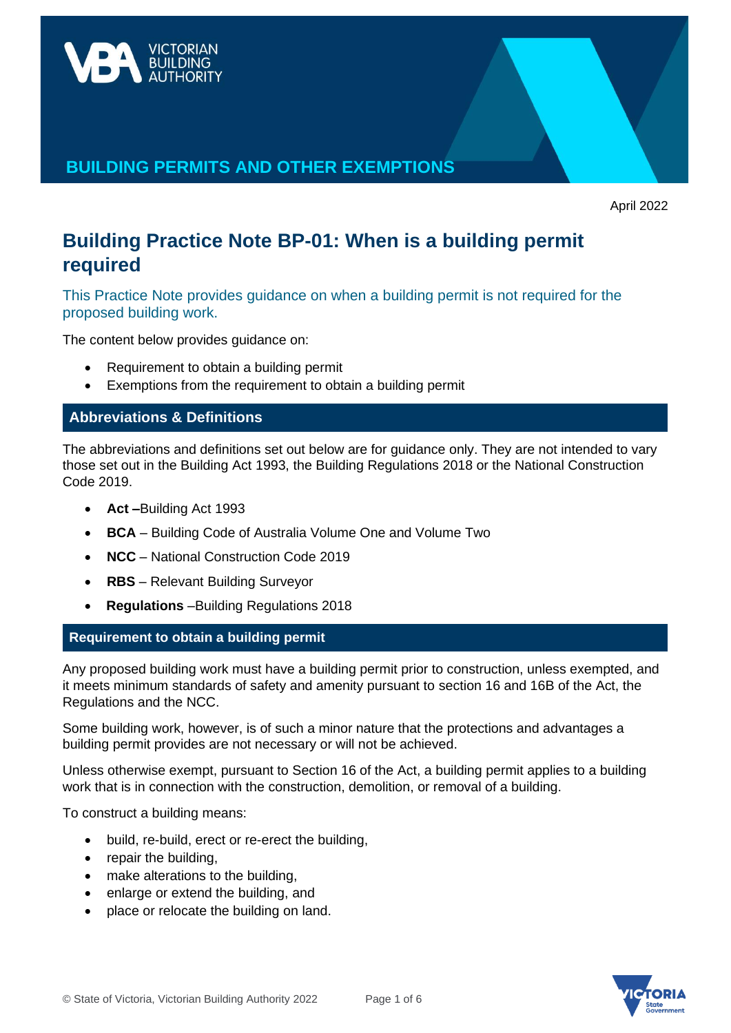VICTORIAN BUILDING AUTHORITY

BUILDING PERMITS AND OTHER EXEMPTIONS

April 2022

# Building Practice Note BP-01: When is a building permit required

This Practice Note provides guidance on when a building permit is not required for the proposed building work.

The content below provides guidance on:

- Requirement to obtain a building permit
- Exemptions from the requirement to obtain a building permit

## Abbreviations & Definitions

The abbreviations and definitions set out below are for guidance only. They are not intended to vary those set out in the Building Act 1993, the Building Regulations 2018 or the National Construction Code 2019.

- **Act** –Building Act 1993
- **BCA** – Building Code of Australia Volume One and Volume Two
- **NCC** – National Construction Code 2019
- **RBS** – Relevant Building Surveyor
- **Regulations** –Building Regulations 2018

## Requirement to obtain a building permit

Any proposed building work must have a building permit prior to construction, unless exempted, and it meets minimum standards of safety and amenity pursuant to section 16 and 16B of the Act, the Regulations and the NCC.

Some building work, however, is of such a minor nature that the protections and advantages a building permit provides are not necessary or will not be achieved.

Unless otherwise exempt, pursuant to Section 16 of the Act, a building permit applies to a building work that is in connection with the construction, demolition, or removal of a building.

To construct a building means:

- build, re-build, erect or re-erect the building,
- repair the building,
- make alterations to the building,
- enlarge or extend the building, and
- place or relocate the building on land.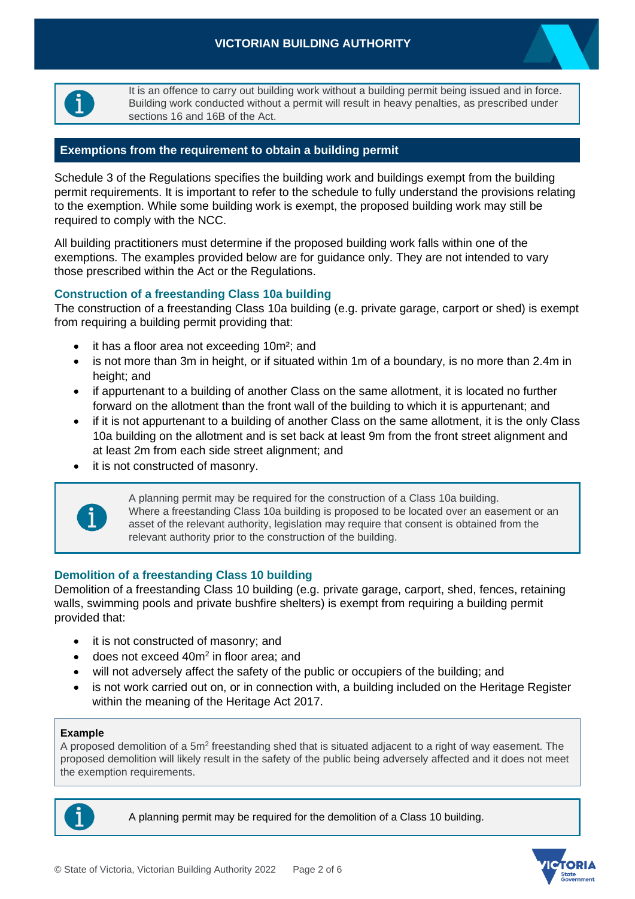It is an offence to carry out building work without a building permit being issued and in force. Building work conducted without a permit will result in heavy penalties, as prescribed under sections 16 and 16B of the Act.

## Exemptions from the requirement to obtain a building permit

Schedule 3 of the Regulations specifies the building work and buildings exempt from the building permit requirements. It is important to refer to the schedule to fully understand the provisions relating to the exemption. While some building work is exempt, the proposed building work may still be required to comply with the NCC.

All building practitioners must determine if the proposed building work falls within one of the exemptions. The examples provided below are for guidance only. They are not intended to vary those prescribed within the Act or the Regulations.

### Construction of a freestanding Class 10a building

The construction of a freestanding Class 10a building (e.g. private garage, carport or shed) is exempt from requiring a building permit providing that:

- it has a floor area not exceeding 10m²; and
- is not more than 3m in height, or if situated within 1m of a boundary, is no more than 2.4m in height; and
- if appurtenant to a building of another Class on the same allotment, it is located no further forward on the allotment than the front wall of the building to which it is appurtenant; and
- if it is not appurtenant to a building of another Class on the same allotment, it is the only Class 10a building on the allotment and is set back at least 9m from the front street alignment and at least 2m from each side street alignment; and
- it is not constructed of masonry.

A planning permit may be required for the construction of a Class 10a building. Where a freestanding Class 10a building is proposed to be located over an easement or an asset of the relevant authority, legislation may require that consent is obtained from the relevant authority prior to the construction of the building.

### Demolition of a freestanding Class 10 building

Demolition of a freestanding Class 10 building (e.g. private garage, carport, shed, fences, retaining walls, swimming pools and private bushfire shelters) is exempt from requiring a building permit provided that:

- it is not constructed of masonry; and
- does not exceed 40m² in floor area; and
- will not adversely affect the safety of the public or occupiers of the building; and
- is not work carried out on, or in connection with, a building included on the Heritage Register within the meaning of the Heritage Act 2017.

**Example**

A proposed demolition of a 5m² freestanding shed that is situated adjacent to a right of way easement. The proposed demolition will likely result in the safety of the public being adversely affected and it does not meet the exemption requirements.

A planning permit may be required for the demolition of a Class 10 building.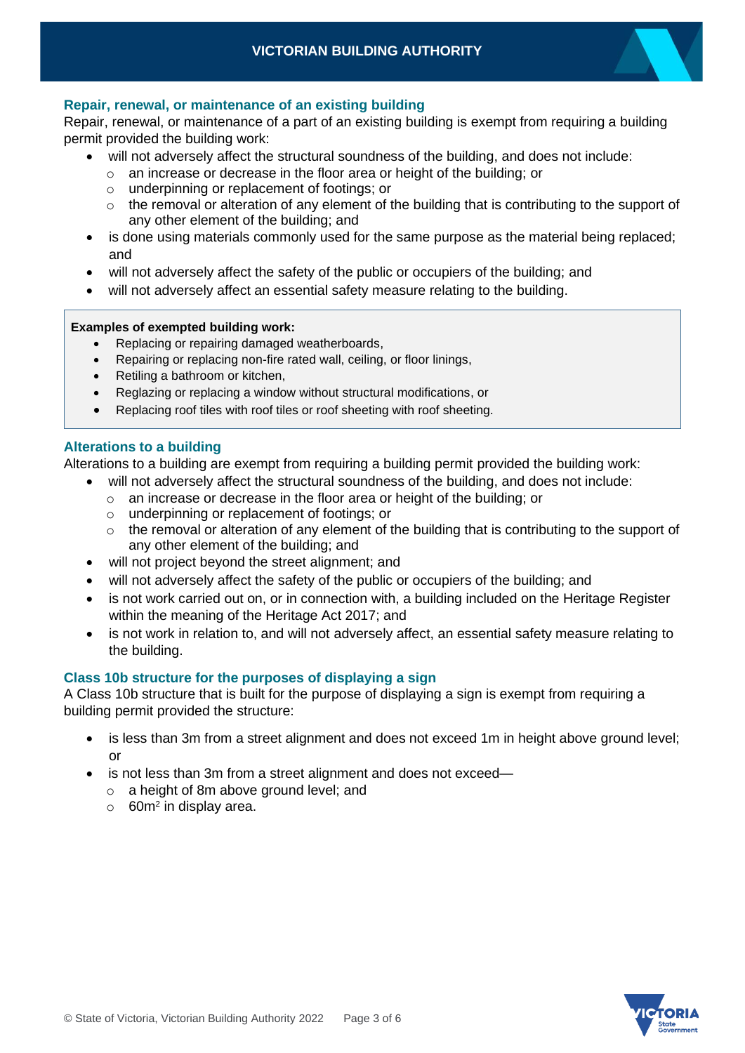## Repair, renewal, or maintenance of an existing building

Repair, renewal, or maintenance of a part of an existing building is exempt from requiring a building permit provided the building work:

- will not adversely affect the structural soundness of the building, and does not include:
  - an increase or decrease in the floor area or height of the building; or
  - underpinning or replacement of footings; or
  - the removal or alteration of any element of the building that is contributing to the support of any other element of the building; and
- is done using materials commonly used for the same purpose as the material being replaced; and
- will not adversely affect the safety of the public or occupiers of the building; and
- will not adversely affect an essential safety measure relating to the building.

**Examples of exempted building work:**

- Replacing or repairing damaged weatherboards,
- Repairing or replacing non-fire rated wall, ceiling, or floor linings,
- Retiling a bathroom or kitchen,
- Reglazing or replacing a window without structural modifications, or
- Replacing roof tiles with roof tiles or roof sheeting with roof sheeting.

## Alterations to a building

Alterations to a building are exempt from requiring a building permit provided the building work:

- will not adversely affect the structural soundness of the building, and does not include:
  - an increase or decrease in the floor area or height of the building; or
  - underpinning or replacement of footings; or
  - the removal or alteration of any element of the building that is contributing to the support of any other element of the building; and
- will not project beyond the street alignment; and
- will not adversely affect the safety of the public or occupiers of the building; and
- is not work carried out on, or in connection with, a building included on the Heritage Register within the meaning of the Heritage Act 2017; and
- is not work in relation to, and will not adversely affect, an essential safety measure relating to the building.

## Class 10b structure for the purposes of displaying a sign

A Class 10b structure that is built for the purpose of displaying a sign is exempt from requiring a building permit provided the structure:

- is less than 3m from a street alignment and does not exceed 1m in height above ground level; or
- is not less than 3m from a street alignment and does not exceed—
  - a height of 8m above ground level; and
  - 60m$^2$ in display area.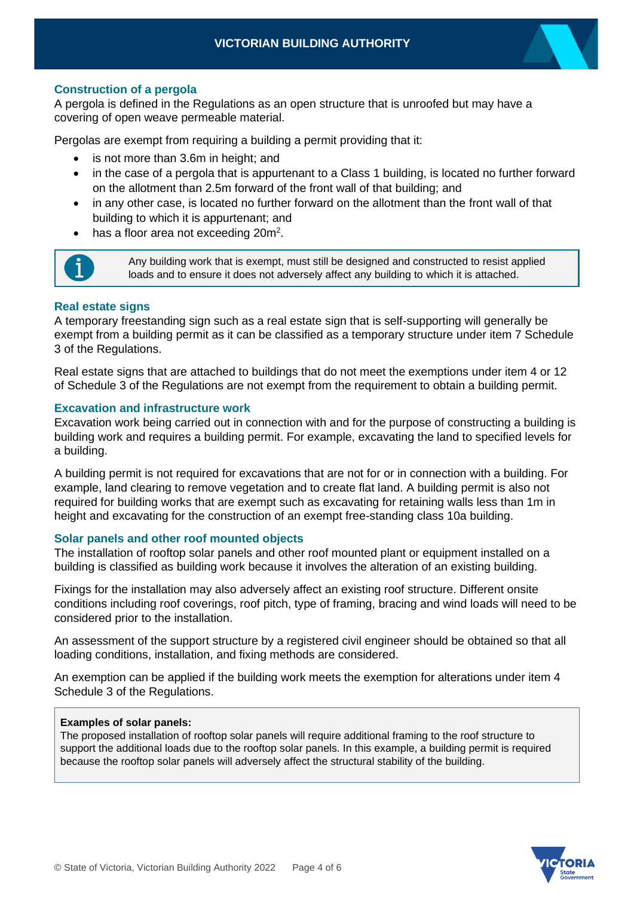## Construction of a pergola

A pergola is defined in the Regulations as an open structure that is unroofed but may have a covering of open weave permeable material.

Pergolas are exempt from requiring a building a permit providing that it:

- is not more than 3.6m in height; and
- in the case of a pergola that is appurtenant to a Class 1 building, is located no further forward on the allotment than 2.5m forward of the front wall of that building; and
- in any other case, is located no further forward on the allotment than the front wall of that building to which it is appurtenant; and
- has a floor area not exceeding $20m^2$.

> Any building work that is exempt, must still be designed and constructed to resist applied loads and to ensure it does not adversely affect any building to which it is attached.

## Real estate signs

A temporary freestanding sign such as a real estate sign that is self-supporting will generally be exempt from a building permit as it can be classified as a temporary structure under item 7 Schedule 3 of the Regulations.

Real estate signs that are attached to buildings that do not meet the exemptions under item 4 or 12 of Schedule 3 of the Regulations are not exempt from the requirement to obtain a building permit.

## Excavation and infrastructure work

Excavation work being carried out in connection with and for the purpose of constructing a building is building work and requires a building permit. For example, excavating the land to specified levels for a building.

A building permit is not required for excavations that are not for or in connection with a building. For example, land clearing to remove vegetation and to create flat land. A building permit is also not required for building works that are exempt such as excavating for retaining walls less than 1m in height and excavating for the construction of an exempt free-standing class 10a building.

## Solar panels and other roof mounted objects

The installation of rooftop solar panels and other roof mounted plant or equipment installed on a building is classified as building work because it involves the alteration of an existing building.

Fixings for the installation may also adversely affect an existing roof structure. Different onsite conditions including roof coverings, roof pitch, type of framing, bracing and wind loads will need to be considered prior to the installation.

An assessment of the support structure by a registered civil engineer should be obtained so that all loading conditions, installation, and fixing methods are considered.

An exemption can be applied if the building work meets the exemption for alterations under item 4 Schedule 3 of the Regulations.

> **Examples of solar panels:**
> The proposed installation of rooftop solar panels will require additional framing to the roof structure to support the additional loads due to the rooftop solar panels. In this example, a building permit is required because the rooftop solar panels will adversely affect the structural stability of the building.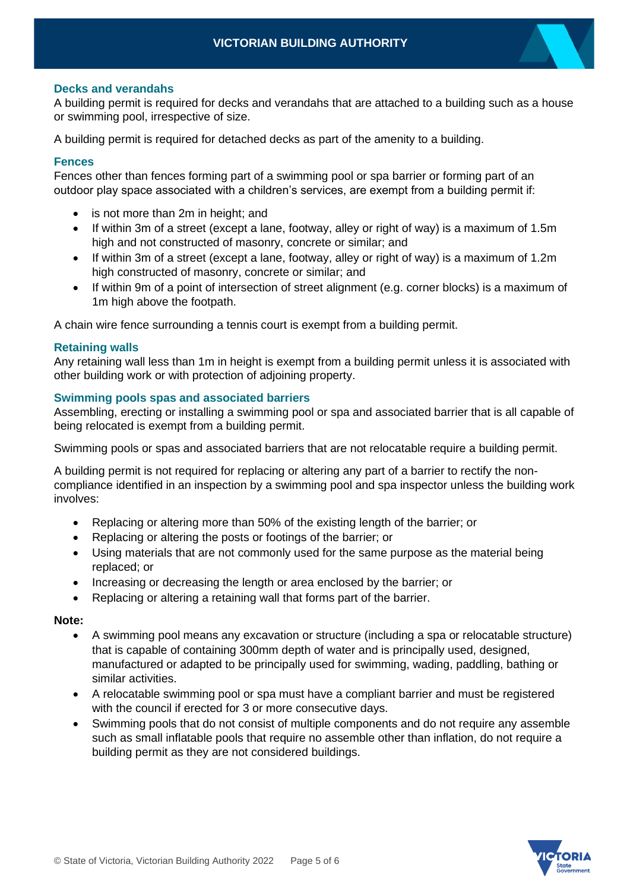### Decks and verandahs

A building permit is required for decks and verandahs that are attached to a building such as a house or swimming pool, irrespective of size.

A building permit is required for detached decks as part of the amenity to a building.

### Fences

Fences other than fences forming part of a swimming pool or spa barrier or forming part of an outdoor play space associated with a children's services, are exempt from a building permit if:

- is not more than 2m in height; and
- If within 3m of a street (except a lane, footway, alley or right of way) is a maximum of 1.5m high and not constructed of masonry, concrete or similar; and
- If within 3m of a street (except a lane, footway, alley or right of way) is a maximum of 1.2m high constructed of masonry, concrete or similar; and
- If within 9m of a point of intersection of street alignment (e.g. corner blocks) is a maximum of 1m high above the footpath.

A chain wire fence surrounding a tennis court is exempt from a building permit.

### Retaining walls

Any retaining wall less than 1m in height is exempt from a building permit unless it is associated with other building work or with protection of adjoining property.

### Swimming pools spas and associated barriers

Assembling, erecting or installing a swimming pool or spa and associated barrier that is all capable of being relocated is exempt from a building permit.

Swimming pools or spas and associated barriers that are not relocatable require a building permit.

A building permit is not required for replacing or altering any part of a barrier to rectify the non-compliance identified in an inspection by a swimming pool and spa inspector unless the building work involves:

- Replacing or altering more than 50% of the existing length of the barrier; or
- Replacing or altering the posts or footings of the barrier; or
- Using materials that are not commonly used for the same purpose as the material being replaced; or
- Increasing or decreasing the length or area enclosed by the barrier; or
- Replacing or altering a retaining wall that forms part of the barrier.

**Note:**

- A swimming pool means any excavation or structure (including a spa or relocatable structure) that is capable of containing 300mm depth of water and is principally used, designed, manufactured or adapted to be principally used for swimming, wading, paddling, bathing or similar activities.
- A relocatable swimming pool or spa must have a compliant barrier and must be registered with the council if erected for 3 or more consecutive days.
- Swimming pools that do not consist of multiple components and do not require any assemble such as small inflatable pools that require no assemble other than inflation, do not require a building permit as they are not considered buildings.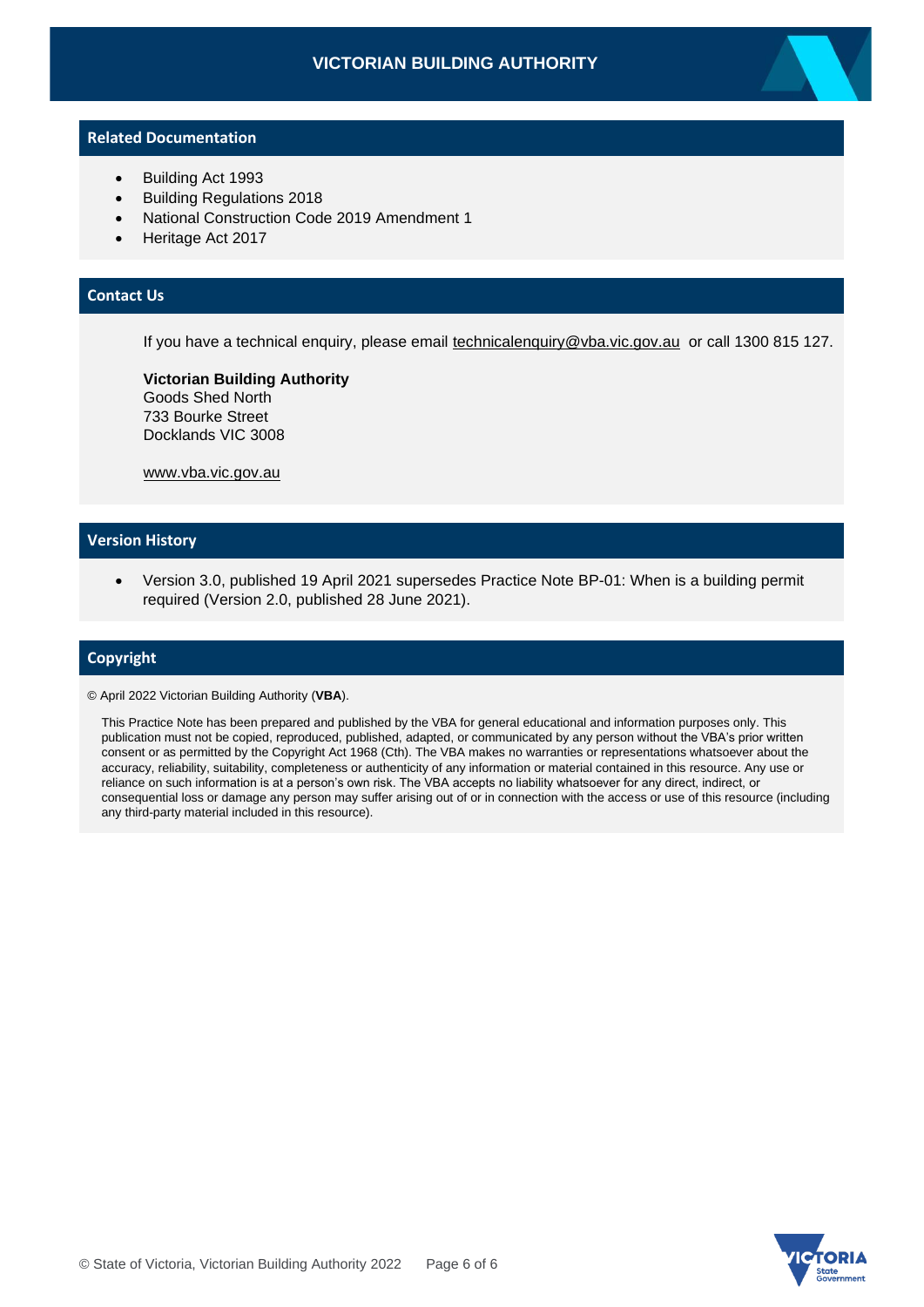## Related Documentation

- Building Act 1993
- Building Regulations 2018
- National Construction Code 2019 Amendment 1
- Heritage Act 2017

## Contact Us

If you have a technical enquiry, please email technicalenquiry@vba.vic.gov.au or call 1300 815 127.

**Victorian Building Authority**
Goods Shed North
733 Bourke Street
Docklands VIC 3008

www.vba.vic.gov.au

## Version History

- Version 3.0, published 19 April 2021 supersedes Practice Note BP-01: When is a building permit required (Version 2.0, published 28 June 2021).

## Copyright

© April 2022 Victorian Building Authority (**VBA**).

This Practice Note has been prepared and published by the VBA for general educational and information purposes only. This publication must not be copied, reproduced, published, adapted, or communicated by any person without the VBA's prior written consent or as permitted by the Copyright Act 1968 (Cth). The VBA makes no warranties or representations whatsoever about the accuracy, reliability, suitability, completeness or authenticity of any information or material contained in this resource. Any use or reliance on such information is at a person's own risk. The VBA accepts no liability whatsoever for any direct, indirect, or consequential loss or damage any person may suffer arising out of or in connection with the access or use of this resource (including any third-party material included in this resource).